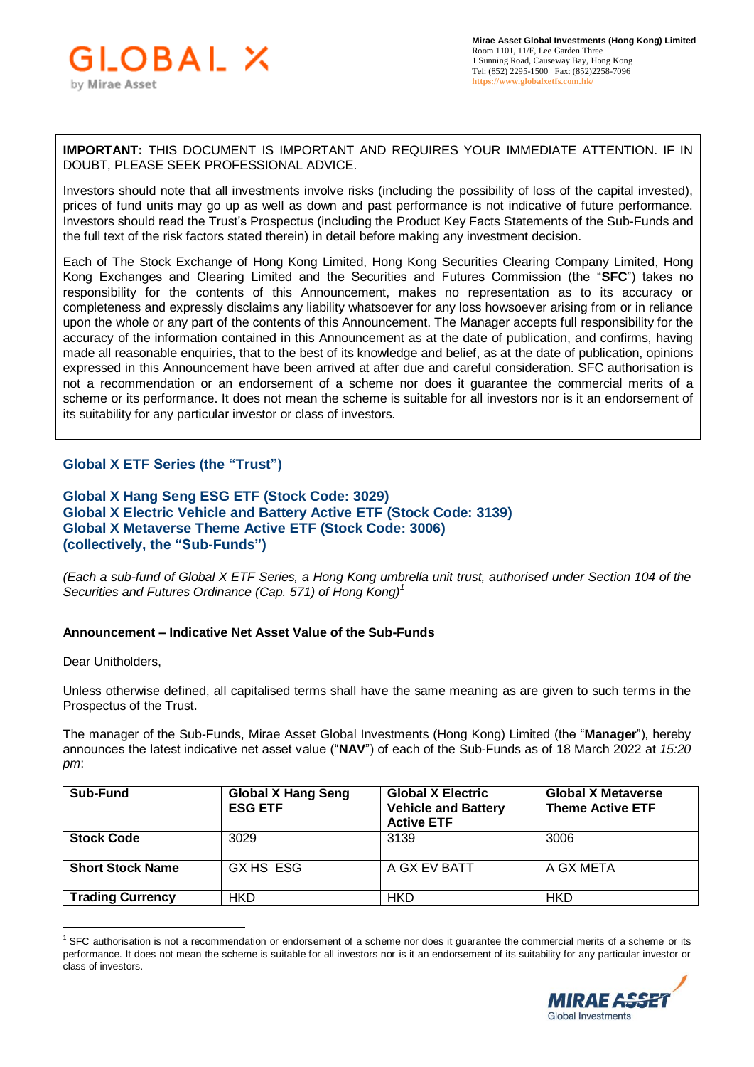**IMPORTANT:** THIS DOCUMENT IS IMPORTANT AND REQUIRES YOUR IMMEDIATE ATTENTION. IF IN DOUBT, PLEASE SEEK PROFESSIONAL ADVICE.

Investors should note that all investments involve risks (including the possibility of loss of the capital invested), prices of fund units may go up as well as down and past performance is not indicative of future performance. Investors should read the Trust's Prospectus (including the Product Key Facts Statements of the Sub-Funds and the full text of the risk factors stated therein) in detail before making any investment decision.

Each of The Stock Exchange of Hong Kong Limited, Hong Kong Securities Clearing Company Limited, Hong Kong Exchanges and Clearing Limited and the Securities and Futures Commission (the "**SFC**") takes no responsibility for the contents of this Announcement, makes no representation as to its accuracy or completeness and expressly disclaims any liability whatsoever for any loss howsoever arising from or in reliance upon the whole or any part of the contents of this Announcement. The Manager accepts full responsibility for the accuracy of the information contained in this Announcement as at the date of publication, and confirms, having made all reasonable enquiries, that to the best of its knowledge and belief, as at the date of publication, opinions expressed in this Announcement have been arrived at after due and careful consideration. SFC authorisation is not a recommendation or an endorsement of a scheme nor does it guarantee the commercial merits of a scheme or its performance. It does not mean the scheme is suitable for all investors nor is it an endorsement of its suitability for any particular investor or class of investors.

## Global X ETF Series (the "Trust")

## Global X Hang Seng ESG ETF (Stock Code: 3029)
## Global X Electric Vehicle and Battery Active ETF (Stock Code: 3139)
## Global X Metaverse Theme Active ETF (Stock Code: 3006)
## (collectively, the "Sub-Funds")

*(Each a sub-fund of Global X ETF Series, a Hong Kong umbrella unit trust, authorised under Section 104 of the Securities and Futures Ordinance (Cap. 571) of Hong Kong)*[1]

**Announcement – Indicative Net Asset Value of the Sub-Funds**

Dear Unitholders,

Unless otherwise defined, all capitalised terms shall have the same meaning as are given to such terms in the Prospectus of the Trust.

The manager of the Sub-Funds, Mirae Asset Global Investments (Hong Kong) Limited (the "**Manager**"), hereby announces the latest indicative net asset value ("**NAV**") of each of the Sub-Funds as of 18 March 2022 at *15:20 pm*:

| **Sub-Fund** | **Global X Hang Seng ESG ETF** | **Global X Electric Vehicle and Battery Active ETF** | **Global X Metaverse Theme Active ETF** |
|---|---|---|---|
| **Stock Code** | 3029 | 3139 | 3006 |
| **Short Stock Name** | GX HS ESG | A GX EV BATT | A GX META |
| **Trading Currency** | HKD | HKD | HKD |

[1] SFC authorisation is not a recommendation or endorsement of a scheme nor does it guarantee the commercial merits of a scheme or its performance. It does not mean the scheme is suitable for all investors nor is it an endorsement of its suitability for any particular investor or class of investors.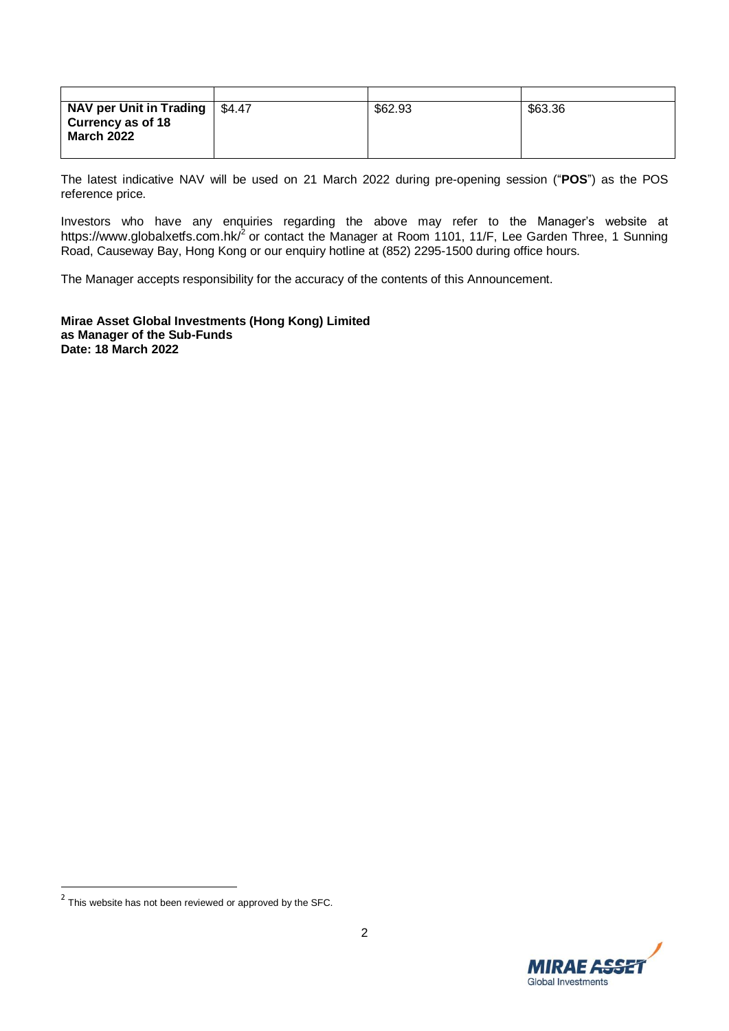| | | | |
|---|---|---|---|
| **NAV per Unit in Trading Currency as of 18 March 2022** | $4.47 | $62.93 | $63.36 |

The latest indicative NAV will be used on 21 March 2022 during pre-opening session ("**POS**") as the POS reference price.

Investors who have any enquiries regarding the above may refer to the Manager's website at https://www.globalxetfs.com.hk/[2] or contact the Manager at Room 1101, 11/F, Lee Garden Three, 1 Sunning Road, Causeway Bay, Hong Kong or our enquiry hotline at (852) 2295-1500 during office hours.

The Manager accepts responsibility for the accuracy of the contents of this Announcement.

**Mirae Asset Global Investments (Hong Kong) Limited**
**as Manager of the Sub-Funds**
**Date: 18 March 2022**

[2] This website has not been reviewed or approved by the SFC.